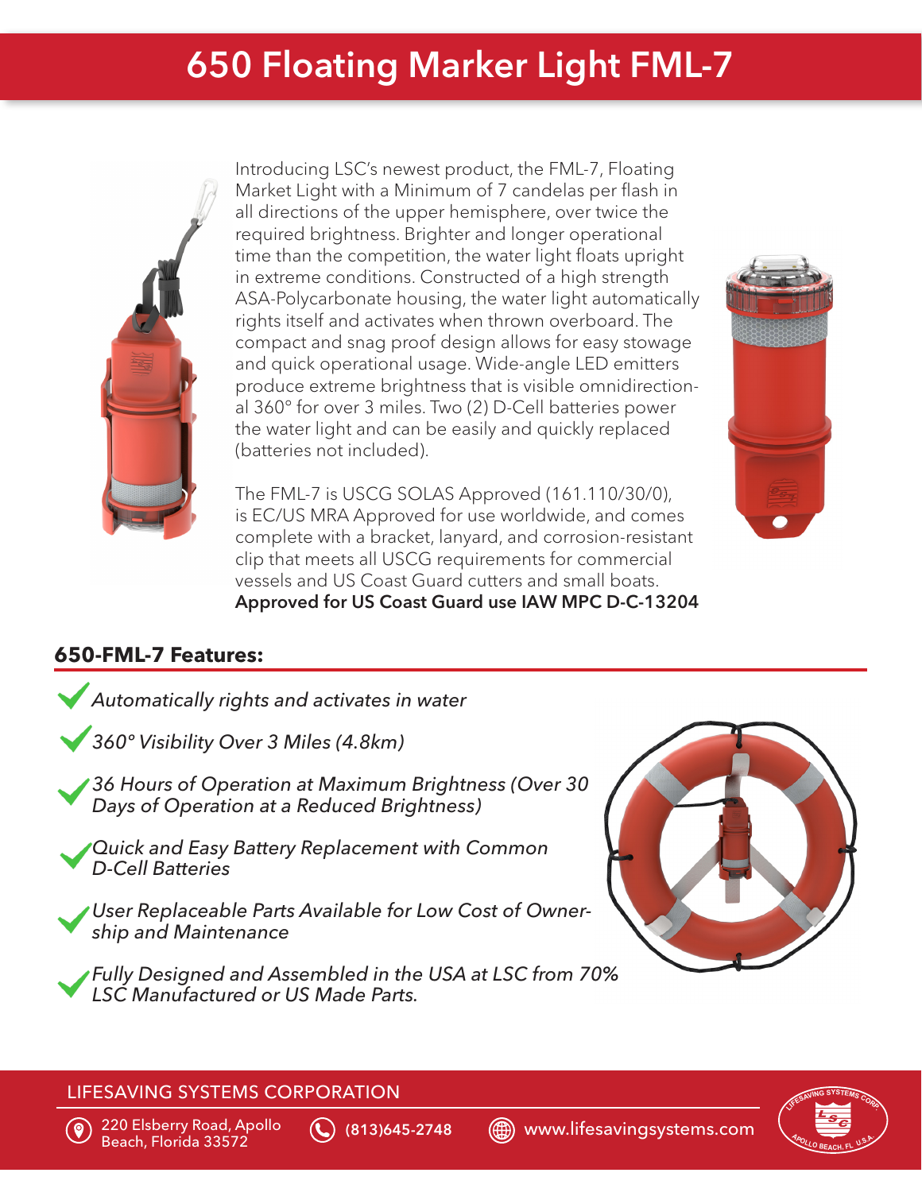# 650 Floating Marker Light FML-7

Introducing LSC's newest product, the FML-7, Floating Market Light with a Minimum of 7 candelas per flash in all directions of the upper hemisphere, over twice the required brightness. Brighter and longer operational time than the competition, the water light floats upright in extreme conditions. Constructed of a high strength ASA-Polycarbonate housing, the water light automatically rights itself and activates when thrown overboard. The compact and snag proof design allows for easy stowage and quick operational usage. Wide-angle LED emitters produce extreme brightness that is visible omnidirectional 360° for over 3 miles. Two (2) D-Cell batteries power the water light and can be easily and quickly replaced (batteries not included).

The FML-7 is USCG SOLAS Approved (161.110/30/0), is EC/US MRA Approved for use worldwide, and comes complete with a bracket, lanyard, and corrosion-resistant clip that meets all USCG requirements for commercial vessels and US Coast Guard cutters and small boats.
**Approved for US Coast Guard use IAW MPC D-C-13204**

## 650-FML-7 Features:

- *Automatically rights and activates in water*
- *360° Visibility Over 3 Miles (4.8km)*
- *36 Hours of Operation at Maximum Brightness (Over 30 Days of Operation at a Reduced Brightness)*
- *Quick and Easy Battery Replacement with Common D-Cell Batteries*
- *User Replaceable Parts Available for Low Cost of Ownership and Maintenance*
- *Fully Designed and Assembled in the USA at LSC from 70% LSC Manufactured or US Made Parts.*

LIFESAVING SYSTEMS CORPORATION

220 Elsberry Road, Apollo Beach, Florida 33572 | (813)645-2748 | www.lifesavingsystems.com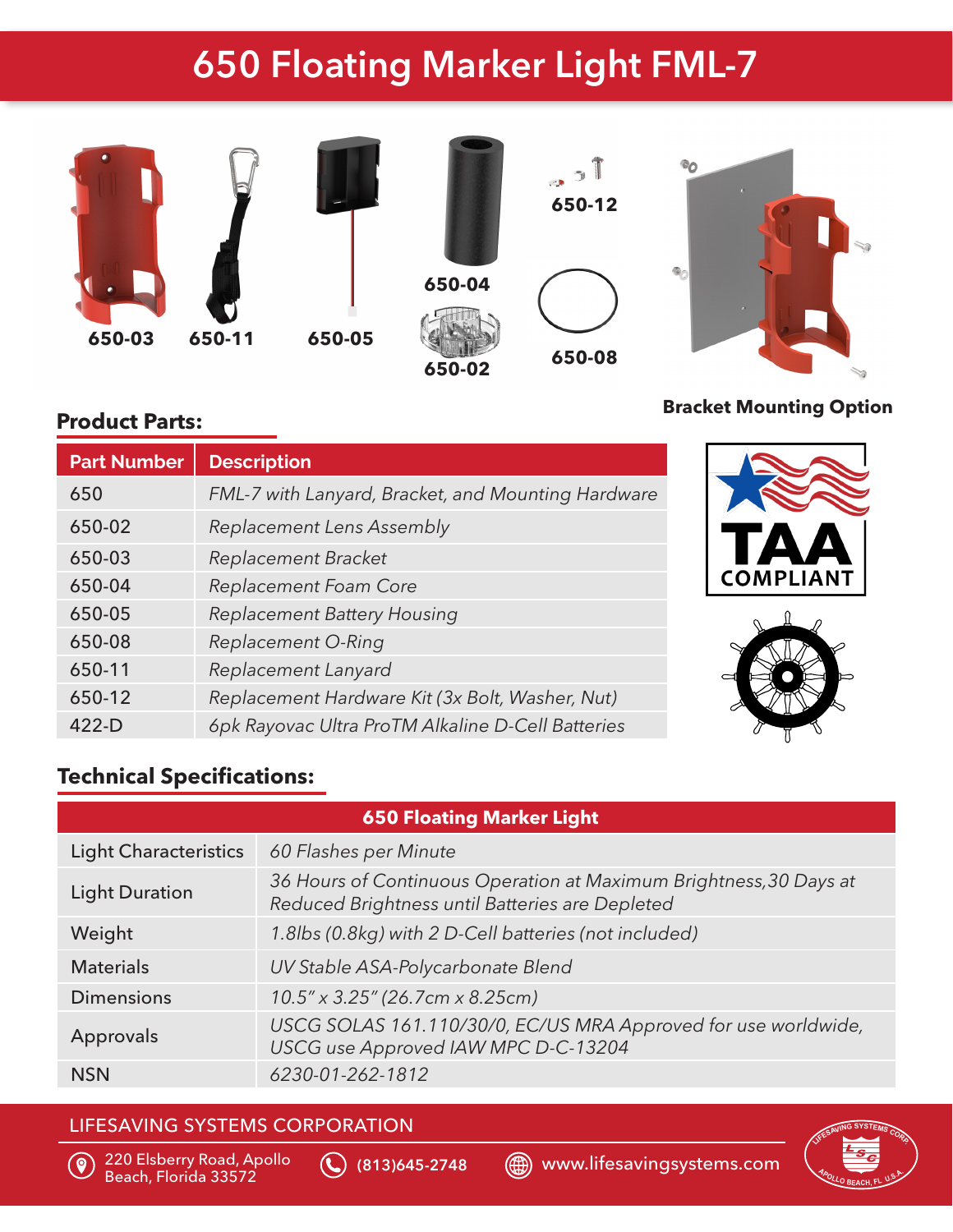# 650 Floating Marker Light FML-7

650-03 650-11 650-05 650-04 650-02 650-12 650-08

Bracket Mounting Option

## Product Parts:

| Part Number | Description |
|---|---|
| 650 | *FML-7 with Lanyard, Bracket, and Mounting Hardware* |
| 650-02 | *Replacement Lens Assembly* |
| 650-03 | *Replacement Bracket* |
| 650-04 | *Replacement Foam Core* |
| 650-05 | *Replacement Battery Housing* |
| 650-08 | *Replacement O-Ring* |
| 650-11 | *Replacement Lanyard* |
| 650-12 | *Replacement Hardware Kit (3x Bolt, Washer, Nut)* |
| 422-D | *6pk Rayovac Ultra ProTM Alkaline D-Cell Batteries* |

TAA COMPLIANT

## Technical Specifications:

| 650 Floating Marker Light | |
|---|---|
| Light Characteristics | *60 Flashes per Minute* |
| Light Duration | *36 Hours of Continuous Operation at Maximum Brightness,30 Days at Reduced Brightness until Batteries are Depleted* |
| Weight | *1.8lbs (0.8kg) with 2 D-Cell batteries (not included)* |
| Materials | *UV Stable ASA-Polycarbonate Blend* |
| Dimensions | *10.5" x 3.25" (26.7cm x 8.25cm)* |
| Approvals | *USCG SOLAS 161.110/30/0, EC/US MRA Approved for use worldwide, USCG use Approved IAW MPC D-C-13204* |
| NSN | *6230-01-262-1812* |

LIFESAVING SYSTEMS CORPORATION

220 Elsberry Road, Apollo Beach, Florida 33572 (813)645-2748 www.lifesavingsystems.com